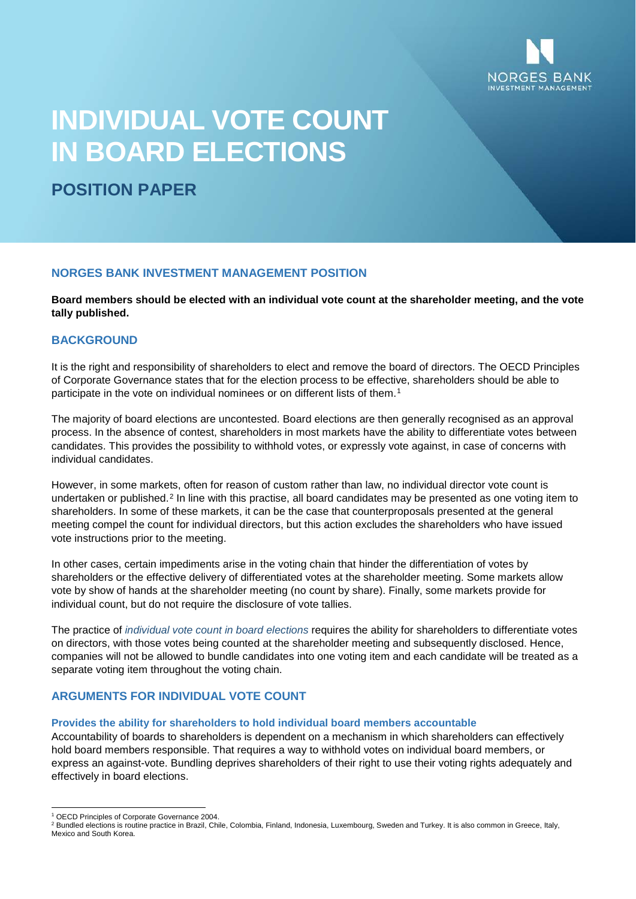# INDIVIDUAL VOTE COUNT IN BOARD ELECTIONS

## POSITION PAPER

### NORGES BANK INVESTMENT MANAGEMENT POSITION

**Board members should be elected with an individual vote count at the shareholder meeting, and the vote tally published.**

### BACKGROUND

It is the right and responsibility of shareholders to elect and remove the board of directors. The OECD Principles of Corporate Governance states that for the election process to be effective, shareholders should be able to participate in the vote on individual nominees or on different lists of them.[1]

The majority of board elections are uncontested. Board elections are then generally recognised as an approval process. In the absence of contest, shareholders in most markets have the ability to differentiate votes between candidates. This provides the possibility to withhold votes, or expressly vote against, in case of concerns with individual candidates.

However, in some markets, often for reason of custom rather than law, no individual director vote count is undertaken or published.[2] In line with this practise, all board candidates may be presented as one voting item to shareholders. In some of these markets, it can be the case that counterproposals presented at the general meeting compel the count for individual directors, but this action excludes the shareholders who have issued vote instructions prior to the meeting.

In other cases, certain impediments arise in the voting chain that hinder the differentiation of votes by shareholders or the effective delivery of differentiated votes at the shareholder meeting. Some markets allow vote by show of hands at the shareholder meeting (no count by share). Finally, some markets provide for individual count, but do not require the disclosure of vote tallies.

The practice of *individual vote count in board elections* requires the ability for shareholders to differentiate votes on directors, with those votes being counted at the shareholder meeting and subsequently disclosed. Hence, companies will not be allowed to bundle candidates into one voting item and each candidate will be treated as a separate voting item throughout the voting chain.

### ARGUMENTS FOR INDIVIDUAL VOTE COUNT

#### Provides the ability for shareholders to hold individual board members accountable

Accountability of boards to shareholders is dependent on a mechanism in which shareholders can effectively hold board members responsible. That requires a way to withhold votes on individual board members, or express an against-vote. Bundling deprives shareholders of their right to use their voting rights adequately and effectively in board elections.

[1] OECD Principles of Corporate Governance 2004.

[2] Bundled elections is routine practice in Brazil, Chile, Colombia, Finland, Indonesia, Luxembourg, Sweden and Turkey. It is also common in Greece, Italy, Mexico and South Korea.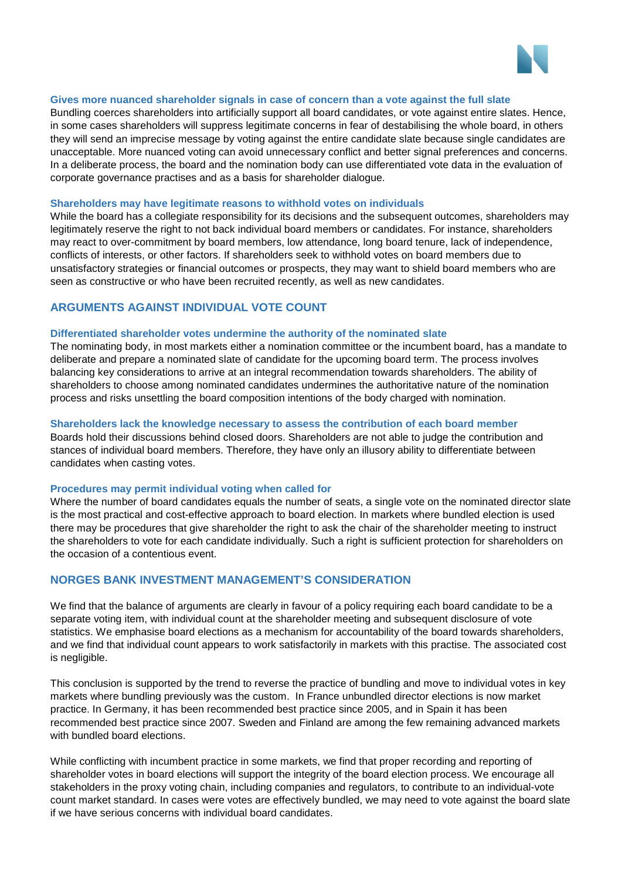#### Gives more nuanced shareholder signals in case of concern than a vote against the full slate

Bundling coerces shareholders into artificially support all board candidates, or vote against entire slates. Hence, in some cases shareholders will suppress legitimate concerns in fear of destabilising the whole board, in others they will send an imprecise message by voting against the entire candidate slate because single candidates are unacceptable. More nuanced voting can avoid unnecessary conflict and better signal preferences and concerns. In a deliberate process, the board and the nomination body can use differentiated vote data in the evaluation of corporate governance practises and as a basis for shareholder dialogue.

#### Shareholders may have legitimate reasons to withhold votes on individuals

While the board has a collegiate responsibility for its decisions and the subsequent outcomes, shareholders may legitimately reserve the right to not back individual board members or candidates. For instance, shareholders may react to over-commitment by board members, low attendance, long board tenure, lack of independence, conflicts of interests, or other factors. If shareholders seek to withhold votes on board members due to unsatisfactory strategies or financial outcomes or prospects, they may want to shield board members who are seen as constructive or who have been recruited recently, as well as new candidates.

## ARGUMENTS AGAINST INDIVIDUAL VOTE COUNT

#### Differentiated shareholder votes undermine the authority of the nominated slate

The nominating body, in most markets either a nomination committee or the incumbent board, has a mandate to deliberate and prepare a nominated slate of candidate for the upcoming board term. The process involves balancing key considerations to arrive at an integral recommendation towards shareholders. The ability of shareholders to choose among nominated candidates undermines the authoritative nature of the nomination process and risks unsettling the board composition intentions of the body charged with nomination.

#### Shareholders lack the knowledge necessary to assess the contribution of each board member

Boards hold their discussions behind closed doors. Shareholders are not able to judge the contribution and stances of individual board members. Therefore, they have only an illusory ability to differentiate between candidates when casting votes.

#### Procedures may permit individual voting when called for

Where the number of board candidates equals the number of seats, a single vote on the nominated director slate is the most practical and cost-effective approach to board election. In markets where bundled election is used there may be procedures that give shareholder the right to ask the chair of the shareholder meeting to instruct the shareholders to vote for each candidate individually. Such a right is sufficient protection for shareholders on the occasion of a contentious event.

## NORGES BANK INVESTMENT MANAGEMENT'S CONSIDERATION

We find that the balance of arguments are clearly in favour of a policy requiring each board candidate to be a separate voting item, with individual count at the shareholder meeting and subsequent disclosure of vote statistics. We emphasise board elections as a mechanism for accountability of the board towards shareholders, and we find that individual count appears to work satisfactorily in markets with this practise. The associated cost is negligible.

This conclusion is supported by the trend to reverse the practice of bundling and move to individual votes in key markets where bundling previously was the custom. In France unbundled director elections is now market practice. In Germany, it has been recommended best practice since 2005, and in Spain it has been recommended best practice since 2007. Sweden and Finland are among the few remaining advanced markets with bundled board elections.

While conflicting with incumbent practice in some markets, we find that proper recording and reporting of shareholder votes in board elections will support the integrity of the board election process. We encourage all stakeholders in the proxy voting chain, including companies and regulators, to contribute to an individual-vote count market standard. In cases were votes are effectively bundled, we may need to vote against the board slate if we have serious concerns with individual board candidates.